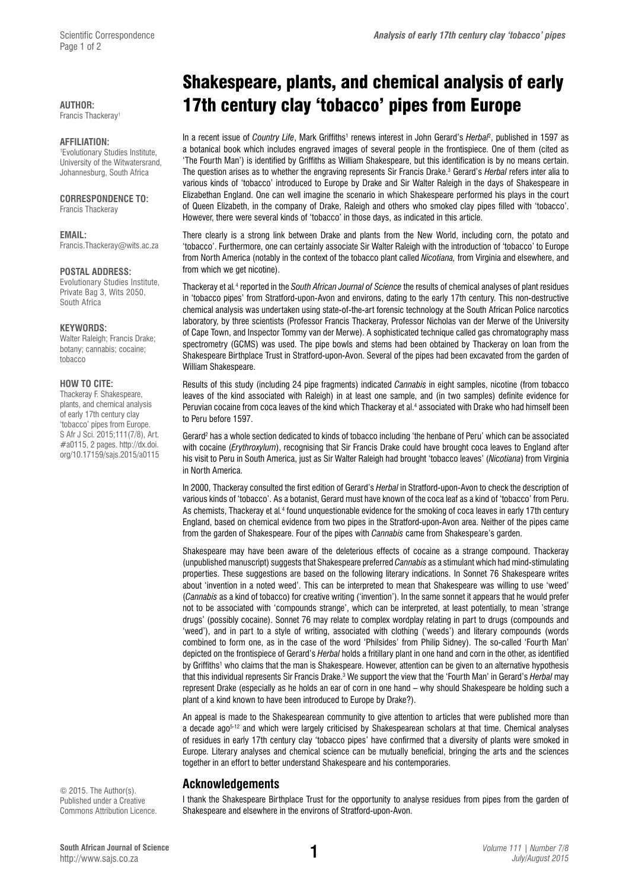# Shakespeare, plants, and chemical analysis of early 17th century clay 'tobacco' pipes from Europe

**AUTHOR:**
Francis Thackeray[1]

**AFFILIATION:**
[1]Evolutionary Studies Institute, University of the Witwatersrand, Johannesburg, South Africa

**CORRESPONDENCE TO:**
Francis Thackeray

**EMAIL:**
Francis.Thackeray@wits.ac.za

**POSTAL ADDRESS:**
Evolutionary Studies Institute, Private Bag 3, Wits 2050, South Africa

**KEYWORDS:**
Walter Raleigh; Francis Drake; botany; cannabis; cocaine; tobacco

**HOW TO CITE:**
Thackeray F. Shakespeare, plants, and chemical analysis of early 17th century clay 'tobacco' pipes from Europe. S Afr J Sci. 2015;111(7/8), Art. #a0115, 2 pages. http://dx.doi.org/10.17159/sajs.2015/a0115

© 2015. The Author(s). Published under a Creative Commons Attribution Licence.

In a recent issue of *Country Life*, Mark Griffiths[1] renews interest in John Gerard's *Herbal*[2], published in 1597 as a botanical book which includes engraved images of several people in the frontispiece. One of them (cited as 'The Fourth Man') is identified by Griffiths as William Shakespeare, but this identification is by no means certain. The question arises as to whether the engraving represents Sir Francis Drake.[3] Gerard's *Herbal* refers inter alia to various kinds of 'tobacco' introduced to Europe by Drake and Sir Walter Raleigh in the days of Shakespeare in Elizabethan England. One can well imagine the scenario in which Shakespeare performed his plays in the court of Queen Elizabeth, in the company of Drake, Raleigh and others who smoked clay pipes filled with 'tobacco'. However, there were several kinds of 'tobacco' in those days, as indicated in this article.

There clearly is a strong link between Drake and plants from the New World, including corn, the potato and 'tobacco'. Furthermore, one can certainly associate Sir Walter Raleigh with the introduction of 'tobacco' to Europe from North America (notably in the context of the tobacco plant called *Nicotiana,* from Virginia and elsewhere, and from which we get nicotine).

Thackeray et al.[4] reported in the *South African Journal of Science* the results of chemical analyses of plant residues in 'tobacco pipes' from Stratford-upon-Avon and environs, dating to the early 17th century. This non-destructive chemical analysis was undertaken using state-of-the-art forensic technology at the South African Police narcotics laboratory, by three scientists (Professor Francis Thackeray, Professor Nicholas van der Merwe of the University of Cape Town, and Inspector Tommy van der Merwe). A sophisticated technique called gas chromatography mass spectrometry (GCMS) was used. The pipe bowls and stems had been obtained by Thackeray on loan from the Shakespeare Birthplace Trust in Stratford-upon-Avon. Several of the pipes had been excavated from the garden of William Shakespeare.

Results of this study (including 24 pipe fragments) indicated *Cannabis* in eight samples, nicotine (from tobacco leaves of the kind associated with Raleigh) in at least one sample, and (in two samples) definite evidence for Peruvian cocaine from coca leaves of the kind which Thackeray et al.[4] associated with Drake who had himself been to Peru before 1597.

Gerard[2] has a whole section dedicated to kinds of tobacco including 'the henbane of Peru' which can be associated with cocaine (*Erythroxylum*), recognising that Sir Francis Drake could have brought coca leaves to England after his visit to Peru in South America, just as Sir Walter Raleigh had brought 'tobacco leaves' (*Nicotiana*) from Virginia in North America.

In 2000, Thackeray consulted the first edition of Gerard's *Herbal* in Stratford-upon-Avon to check the description of various kinds of 'tobacco'. As a botanist, Gerard must have known of the coca leaf as a kind of 'tobacco' from Peru. As chemists, Thackeray et al.[4] found unquestionable evidence for the smoking of coca leaves in early 17th century England, based on chemical evidence from two pipes in the Stratford-upon-Avon area. Neither of the pipes came from the garden of Shakespeare. Four of the pipes with *Cannabis* came from Shakespeare's garden.

Shakespeare may have been aware of the deleterious effects of cocaine as a strange compound. Thackeray (unpublished manuscript) suggests that Shakespeare preferred *Cannabis* as a stimulant which had mind-stimulating properties. These suggestions are based on the following literary indications. In Sonnet 76 Shakespeare writes about 'invention in a noted weed'. This can be interpreted to mean that Shakespeare was willing to use 'weed' (*Cannabis* as a kind of tobacco) for creative writing ('invention'). In the same sonnet it appears that he would prefer not to be associated with 'compounds strange', which can be interpreted, at least potentially, to mean 'strange drugs' (possibly cocaine). Sonnet 76 may relate to complex wordplay relating in part to drugs (compounds and 'weed'), and in part to a style of writing, associated with clothing ('weeds') and literary compounds (words combined to form one, as in the case of the word 'Philsides' from Philip Sidney). The so-called 'Fourth Man' depicted on the frontispiece of Gerard's *Herbal* holds a fritillary plant in one hand and corn in the other, as identified by Griffiths[1] who claims that the man is Shakespeare. However, attention can be given to an alternative hypothesis that this individual represents Sir Francis Drake.[3] We support the view that the 'Fourth Man' in Gerard's *Herbal* may represent Drake (especially as he holds an ear of corn in one hand – why should Shakespeare be holding such a plant of a kind known to have been introduced to Europe by Drake?).

An appeal is made to the Shakespearean community to give attention to articles that were published more than a decade ago[5-12] and which were largely criticised by Shakespearean scholars at that time. Chemical analyses of residues in early 17th century clay 'tobacco pipes' have confirmed that a diversity of plants were smoked in Europe. Literary analyses and chemical science can be mutually beneficial, bringing the arts and the sciences together in an effort to better understand Shakespeare and his contemporaries.

## Acknowledgements

I thank the Shakespeare Birthplace Trust for the opportunity to analyse residues from pipes from the garden of Shakespeare and elsewhere in the environs of Stratford-upon-Avon.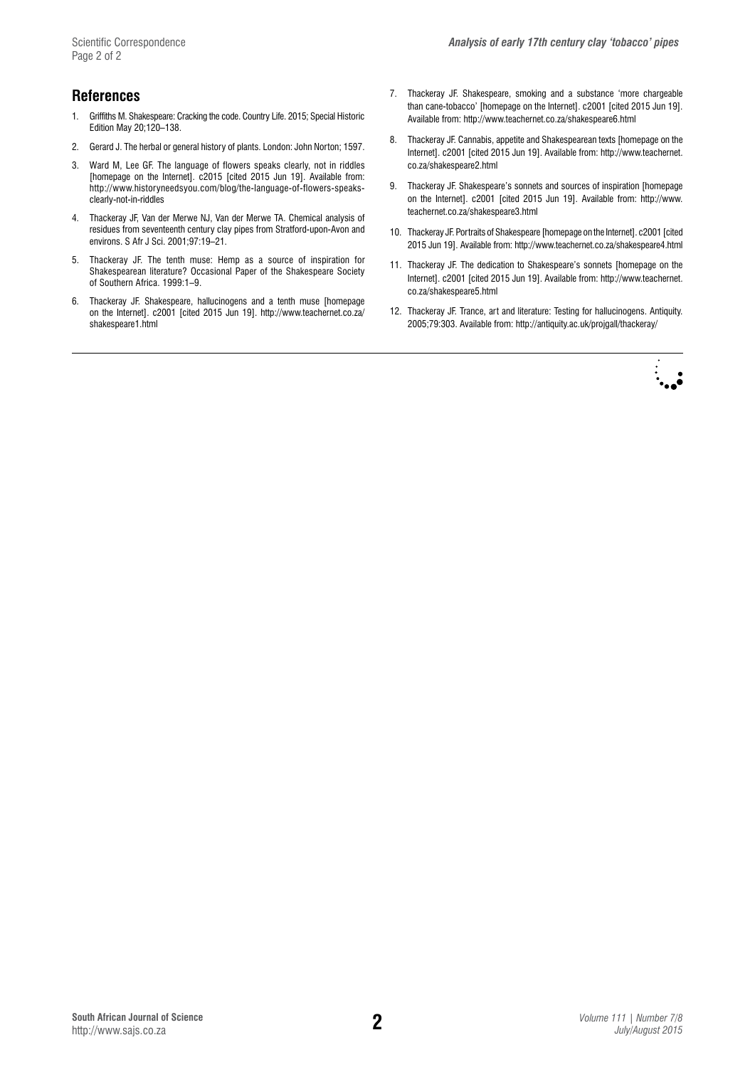## References

1. Griffiths M. Shakespeare: Cracking the code. Country Life. 2015; Special Historic Edition May 20;120–138.
2. Gerard J. The herbal or general history of plants. London: John Norton; 1597.
3. Ward M, Lee GF. The language of flowers speaks clearly, not in riddles [homepage on the Internet]. c2015 [cited 2015 Jun 19]. Available from: http://www.historyneedsyou.com/blog/the-language-of-flowers-speaks-clearly-not-in-riddles
4. Thackeray JF, Van der Merwe NJ, Van der Merwe TA. Chemical analysis of residues from seventeenth century clay pipes from Stratford-upon-Avon and environs. S Afr J Sci. 2001;97:19–21.
5. Thackeray JF. The tenth muse: Hemp as a source of inspiration for Shakespearean literature? Occasional Paper of the Shakespeare Society of Southern Africa. 1999:1–9.
6. Thackeray JF. Shakespeare, hallucinogens and a tenth muse [homepage on the Internet]. c2001 [cited 2015 Jun 19]. http://www.teachernet.co.za/shakespeare1.html
7. Thackeray JF. Shakespeare, smoking and a substance 'more chargeable than cane-tobacco' [homepage on the Internet]. c2001 [cited 2015 Jun 19]. Available from: http://www.teachernet.co.za/shakespeare6.html
8. Thackeray JF. Cannabis, appetite and Shakespearean texts [homepage on the Internet]. c2001 [cited 2015 Jun 19]. Available from: http://www.teachernet.co.za/shakespeare2.html
9. Thackeray JF. Shakespeare's sonnets and sources of inspiration [homepage on the Internet]. c2001 [cited 2015 Jun 19]. Available from: http://www.teachernet.co.za/shakespeare3.html
10. Thackeray JF. Portraits of Shakespeare [homepage on the Internet]. c2001 [cited 2015 Jun 19]. Available from: http://www.teachernet.co.za/shakespeare4.html
11. Thackeray JF. The dedication to Shakespeare's sonnets [homepage on the Internet]. c2001 [cited 2015 Jun 19]. Available from: http://www.teachernet.co.za/shakespeare5.html
12. Thackeray JF. Trance, art and literature: Testing for hallucinogens. Antiquity. 2005;79:303. Available from: http://antiquity.ac.uk/projgall/thackeray/